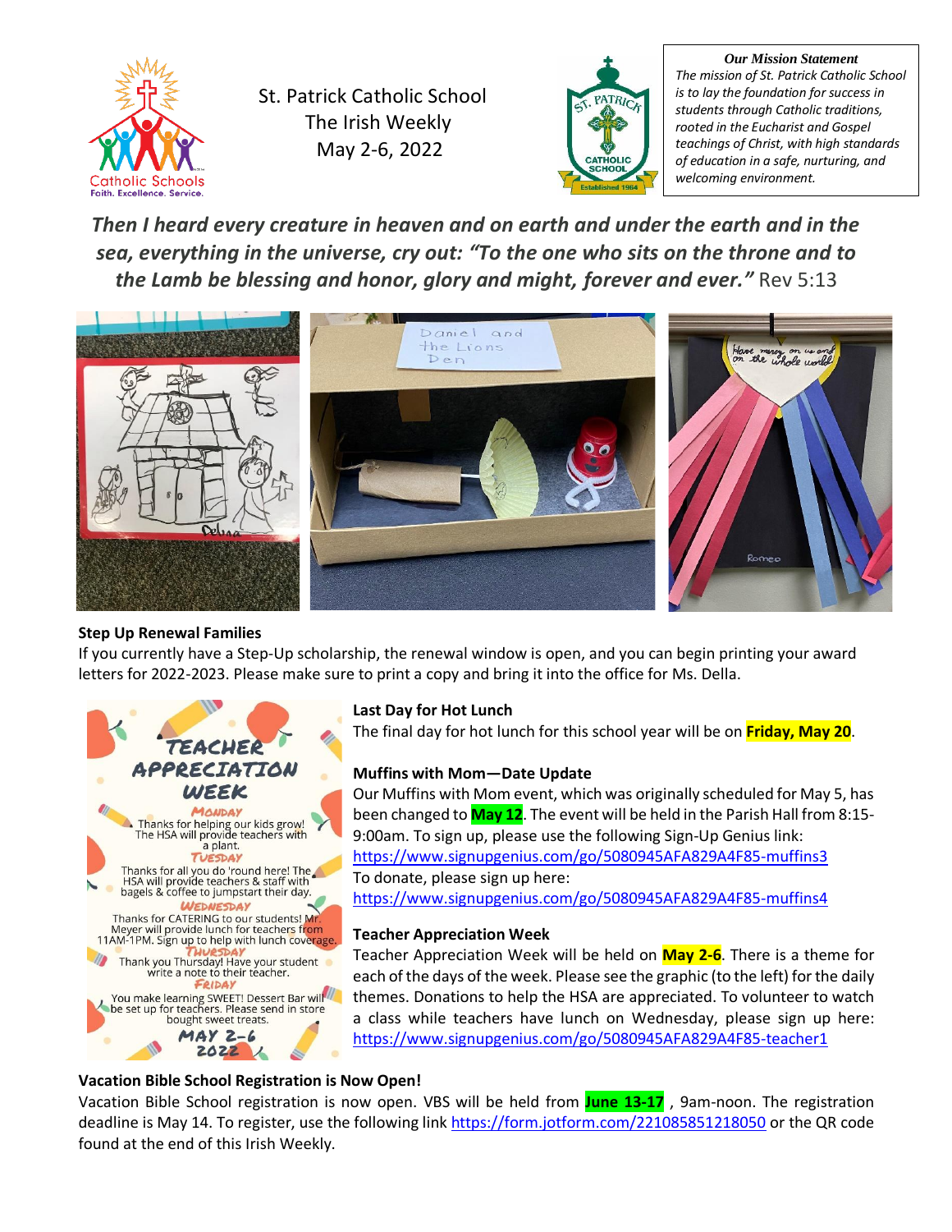St. Patrick Catholic School
The Irish Weekly
May 2-6, 2022

***Our Mission Statement***

*The mission of St. Patrick Catholic School is to lay the foundation for success in students through Catholic traditions, rooted in the Eucharist and Gospel teachings of Christ, with high standards of education in a safe, nurturing, and welcoming environment.*

***Then I heard every creature in heaven and on earth and under the earth and in the sea, everything in the universe, cry out: "To the one who sits on the throne and to the Lamb be blessing and honor, glory and might, forever and ever."*** Rev 5:13

**Step Up Renewal Families**

If you currently have a Step-Up scholarship, the renewal window is open, and you can begin printing your award letters for 2022-2023. Please make sure to print a copy and bring it into the office for Ms. Della.

**TEACHER APPRECIATION WEEK**

**MONDAY**
Thanks for helping our kids grow! The HSA will provide teachers with a plant.

**TUESDAY**
Thanks for all you do 'round here! The HSA will provide teachers & staff with bagels & coffee to jumpstart their day.

**WEDNESDAY**
Thanks for CATERING to our students! Mr. Meyer will provide lunch for teachers from 11AM-1PM. Sign up to help with lunch coverage.

**THURSDAY**
Thank you Thursday! Have your student write a note to their teacher.

**FRIDAY**
You make learning SWEET! Dessert Bar will be set up for teachers. Please send in store bought sweet treats.

**MAY 2-6 2022**

**Last Day for Hot Lunch**

The final day for hot lunch for this school year will be on **Friday, May 20**.

**Muffins with Mom—Date Update**

Our Muffins with Mom event, which was originally scheduled for May 5, has been changed to **May 12**. The event will be held in the Parish Hall from 8:15-9:00am. To sign up, please use the following Sign-Up Genius link: https://www.signupgenius.com/go/5080945AFA829A4F85-muffins3
To donate, please sign up here:
https://www.signupgenius.com/go/5080945AFA829A4F85-muffins4

**Teacher Appreciation Week**

Teacher Appreciation Week will be held on **May 2-6**. There is a theme for each of the days of the week. Please see the graphic (to the left) for the daily themes. Donations to help the HSA are appreciated. To volunteer to watch a class while teachers have lunch on Wednesday, please sign up here: https://www.signupgenius.com/go/5080945AFA829A4F85-teacher1

**Vacation Bible School Registration is Now Open!**

Vacation Bible School registration is now open. VBS will be held from **June 13-17** , 9am-noon. The registration deadline is May 14. To register, use the following link https://form.jotform.com/221085851218050 or the QR code found at the end of this Irish Weekly.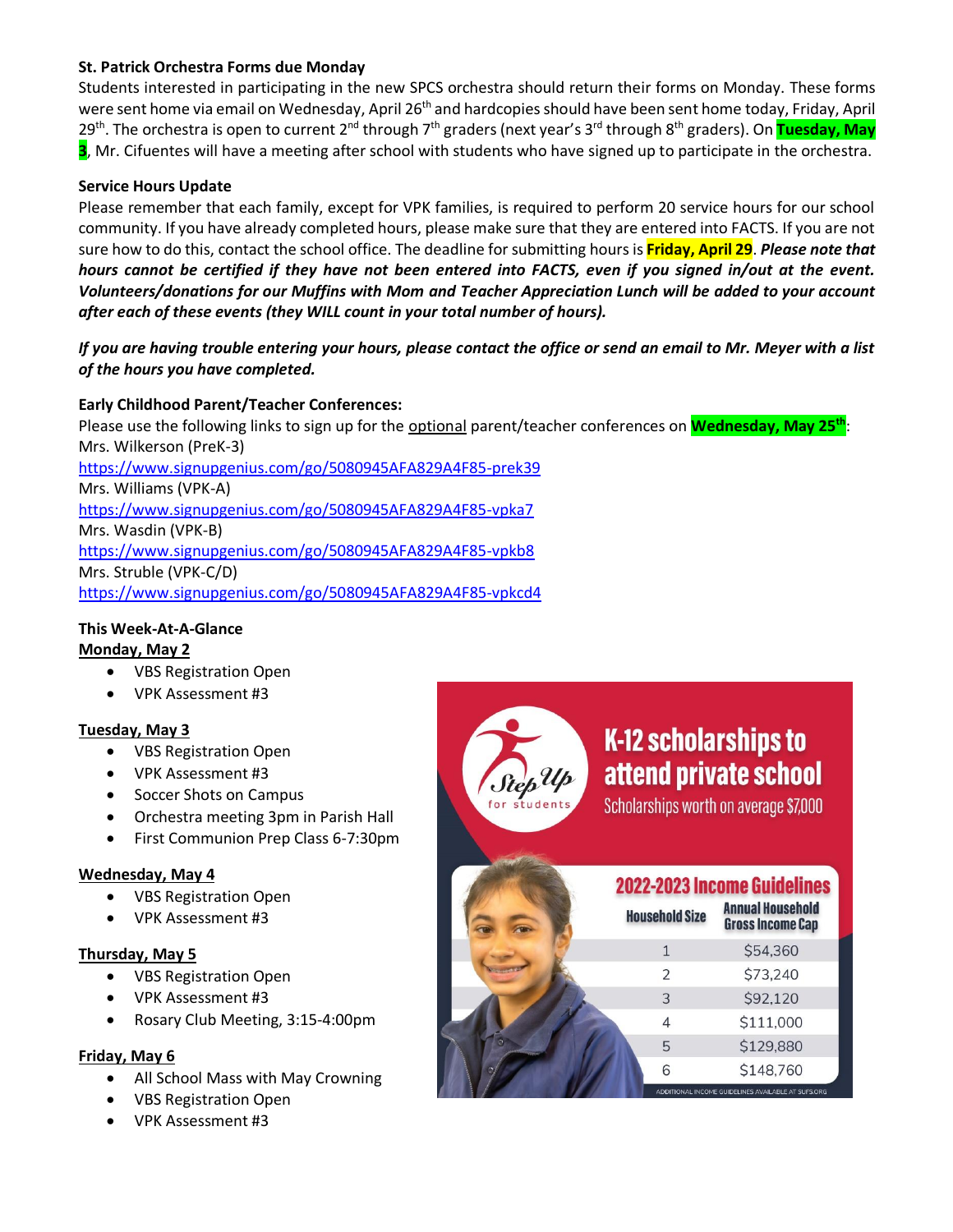**St. Patrick Orchestra Forms due Monday**

Students interested in participating in the new SPCS orchestra should return their forms on Monday. These forms were sent home via email on Wednesday, April 26th and hardcopies should have been sent home today, Friday, April 29th. The orchestra is open to current 2nd through 7th graders (next year's 3rd through 8th graders). On **Tuesday, May 3**, Mr. Cifuentes will have a meeting after school with students who have signed up to participate in the orchestra.

**Service Hours Update**

Please remember that each family, except for VPK families, is required to perform 20 service hours for our school community. If you have already completed hours, please make sure that they are entered into FACTS. If you are not sure how to do this, contact the school office. The deadline for submitting hours is **Friday, April 29**. ***Please note that hours cannot be certified if they have not been entered into FACTS, even if you signed in/out at the event. Volunteers/donations for our Muffins with Mom and Teacher Appreciation Lunch will be added to your account after each of these events (they WILL count in your total number of hours).***

***If you are having trouble entering your hours, please contact the office or send an email to Mr. Meyer with a list of the hours you have completed.***

**Early Childhood Parent/Teacher Conferences:**

Please use the following links to sign up for the optional parent/teacher conferences on **Wednesday, May 25th**:

Mrs. Wilkerson (PreK-3)
https://www.signupgenius.com/go/5080945AFA829A4F85-prek39

Mrs. Williams (VPK-A)
https://www.signupgenius.com/go/5080945AFA829A4F85-vpka7

Mrs. Wasdin (VPK-B)
https://www.signupgenius.com/go/5080945AFA829A4F85-vpkb8

Mrs. Struble (VPK-C/D)
https://www.signupgenius.com/go/5080945AFA829A4F85-vpkcd4

**This Week-At-A-Glance**

**Monday, May 2**

- VBS Registration Open
- VPK Assessment #3

**Tuesday, May 3**

- VBS Registration Open
- VPK Assessment #3
- Soccer Shots on Campus
- Orchestra meeting 3pm in Parish Hall
- First Communion Prep Class 6-7:30pm

**Wednesday, May 4**

- VBS Registration Open
- VPK Assessment #3

**Thursday, May 5**

- VBS Registration Open
- VPK Assessment #3
- Rosary Club Meeting, 3:15-4:00pm

**Friday, May 6**

- All School Mass with May Crowning
- VBS Registration Open
- VPK Assessment #3

Step Up for students

**K-12 scholarships to attend private school**

Scholarships worth on average $7,000

**2022-2023 Income Guidelines**

| Household Size | Annual Household Gross Income Cap |
|---|---|
| 1 | $54,360 |
| 2 | $73,240 |
| 3 | $92,120 |
| 4 | $111,000 |
| 5 | $129,880 |
| 6 | $148,760 |

ADDITIONAL INCOME GUIDELINES AVAILABLE AT SUFS.ORG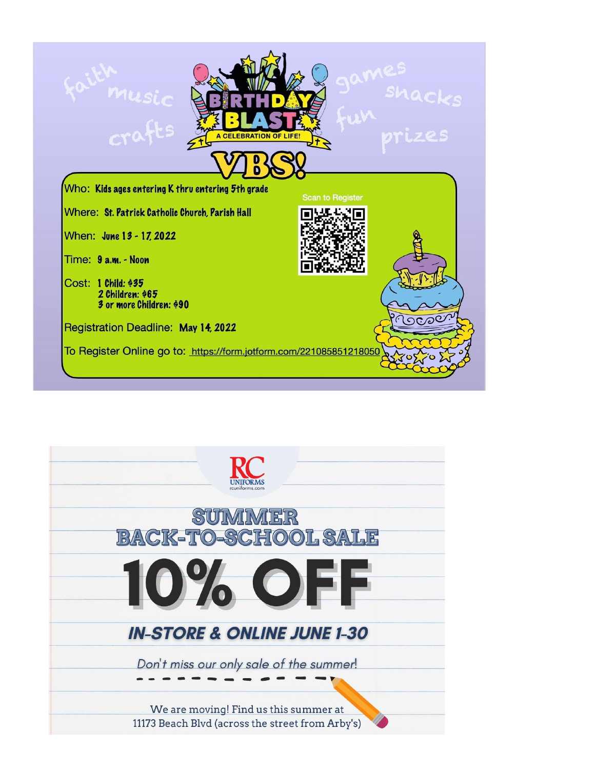faith music crafts

# BIRTHDAY BLAST

A CELEBRATION OF LIFE!

games snacks fun prizes

# VBS!

Who: Kids ages entering K thru entering 5th grade

Where: St. Patrick Catholic Church, Parish Hall

When: June 13 - 17, 2022

Time: 9 a.m. - Noon

Cost: 1 Child: $35
2 Children: $65
3 or more Children: $90

Registration Deadline: May 14, 2022

To Register Online go to: https://form.jotform.com/221085851218050

Scan to Register

RC UNIFORMS
rcuniforms.com

# SUMMER BACK-TO-SCHOOL SALE

# 10% OFF

## IN-STORE & ONLINE JUNE 1-30

*Don't miss our only sale of the summer!*

We are moving! Find us this summer at
11173 Beach Blvd (across the street from Arby's)